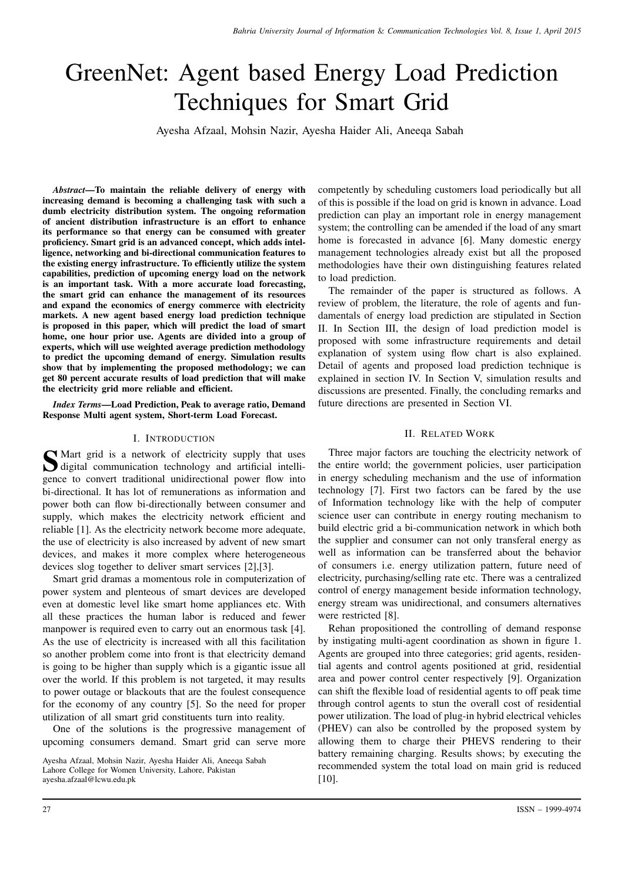# GreenNet: Agent based Energy Load Prediction Techniques for Smart Grid

Ayesha Afzaal, Mohsin Nazir, Ayesha Haider Ali, Aneeqa Sabah

***Abstract*—To maintain the reliable delivery of energy with increasing demand is becoming a challenging task with such a dumb electricity distribution system. The ongoing reformation of ancient distribution infrastructure is an effort to enhance its performance so that energy can be consumed with greater proficiency. Smart grid is an advanced concept, which adds intelligence, networking and bi-directional communication features to the existing energy infrastructure. To efficiently utilize the system capabilities, prediction of upcoming energy load on the network is an important task. With a more accurate load forecasting, the smart grid can enhance the management of its resources and expand the economics of energy commerce with electricity markets. A new agent based energy load prediction technique is proposed in this paper, which will predict the load of smart home, one hour prior use. Agents are divided into a group of experts, which will use weighted average prediction methodology to predict the upcoming demand of energy. Simulation results show that by implementing the proposed methodology; we can get 80 percent accurate results of load prediction that will make the electricity grid more reliable and efficient.**

***Index Terms*—Load Prediction, Peak to average ratio, Demand Response Multi agent system, Short-term Load Forecast.**

## I. Introduction

Smart grid is a network of electricity supply that uses digital communication technology and artificial intelligence to convert traditional unidirectional power flow into bi-directional. It has lot of remunerations as information and power both can flow bi-directionally between consumer and supply, which makes the electricity network efficient and reliable [1]. As the electricity network become more adequate, the use of electricity is also increased by advent of new smart devices, and makes it more complex where heterogeneous devices slog together to deliver smart services [2],[3].

Smart grid dramas a momentous role in computerization of power system and plenteous of smart devices are developed even at domestic level like smart home appliances etc. With all these practices the human labor is reduced and fewer manpower is required even to carry out an enormous task [4]. As the use of electricity is increased with all this facilitation so another problem come into front is that electricity demand is going to be higher than supply which is a gigantic issue all over the world. If this problem is not targeted, it may results to power outage or blackouts that are the foulest consequence for the economy of any country [5]. So the need for proper utilization of all smart grid constituents turn into reality.

One of the solutions is the progressive management of upcoming consumers demand. Smart grid can serve more competently by scheduling customers load periodically but all of this is possible if the load on grid is known in advance. Load prediction can play an important role in energy management system; the controlling can be amended if the load of any smart home is forecasted in advance [6]. Many domestic energy management technologies already exist but all the proposed methodologies have their own distinguishing features related to load prediction.

The remainder of the paper is structured as follows. A review of problem, the literature, the role of agents and fundamentals of energy load prediction are stipulated in Section II. In Section III, the design of load prediction model is proposed with some infrastructure requirements and detail explanation of system using flow chart is also explained. Detail of agents and proposed load prediction technique is explained in section IV. In Section V, simulation results and discussions are presented. Finally, the concluding remarks and future directions are presented in Section VI.

Ayesha Afzaal, Mohsin Nazir, Ayesha Haider Ali, Aneeqa Sabah
Lahore College for Women University, Lahore, Pakistan
ayesha.afzaal@lcwu.edu.pk

## II. Related Work

Three major factors are touching the electricity network of the entire world; the government policies, user participation in energy scheduling mechanism and the use of information technology [7]. First two factors can be fared by the use of Information technology like with the help of computer science user can contribute in energy routing mechanism to build electric grid a bi-communication network in which both the supplier and consumer can not only transferal energy as well as information can be transferred about the behavior of consumers i.e. energy utilization pattern, future need of electricity, purchasing/selling rate etc. There was a centralized control of energy management beside information technology, energy stream was unidirectional, and consumers alternatives were restricted [8].

Rehan propositioned the controlling of demand response by instigating multi-agent coordination as shown in figure 1. Agents are grouped into three categories; grid agents, residential agents and control agents positioned at grid, residential area and power control center respectively [9]. Organization can shift the flexible load of residential agents to off peak time through control agents to stun the overall cost of residential power utilization. The load of plug-in hybrid electrical vehicles (PHEV) can also be controlled by the proposed system by allowing them to charge their PHEVS rendering to their battery remaining charging. Results shows; by executing the recommended system the total load on main grid is reduced [10].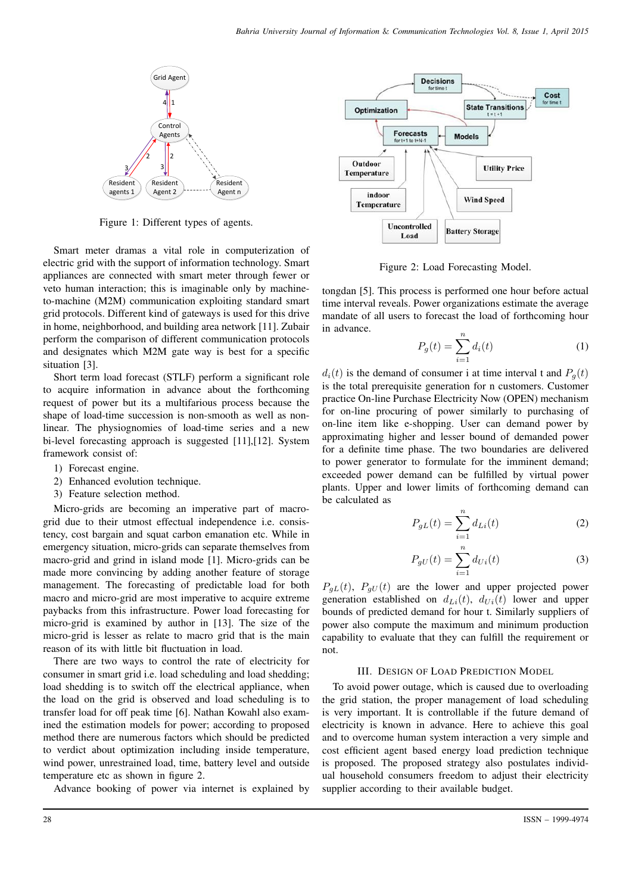Figure 1: Different types of agents.

Smart meter dramas a vital role in computerization of electric grid with the support of information technology. Smart appliances are connected with smart meter through fewer or veto human interaction; this is imaginable only by machine-to-machine (M2M) communication exploiting standard smart grid protocols. Different kind of gateways is used for this drive in home, neighborhood, and building area network [11]. Zubair perform the comparison of different communication protocols and designates which M2M gate way is best for a specific situation [3].

Short term load forecast (STLF) perform a significant role to acquire information in advance about the forthcoming request of power but its a multifarious process because the shape of load-time succession is non-smooth as well as non-linear. The physiognomies of load-time series and a new bi-level forecasting approach is suggested [11],[12]. System framework consist of:

1) Forecast engine.
2) Enhanced evolution technique.
3) Feature selection method.

Micro-grids are becoming an imperative part of macro-grid due to their utmost effectual independence i.e. consistency, cost bargain and squat carbon emanation etc. While in emergency situation, micro-grids can separate themselves from macro-grid and grind in island mode [1]. Micro-grids can be made more convincing by adding another feature of storage management. The forecasting of predictable load for both macro and micro-grid are most imperative to acquire extreme paybacks from this infrastructure. Power load forecasting for micro-grid is examined by author in [13]. The size of the micro-grid is lesser as relate to macro grid that is the main reason of its with little bit fluctuation in load.

There are two ways to control the rate of electricity for consumer in smart grid i.e. load scheduling and load shedding; load shedding is to switch off the electrical appliance, when the load on the grid is observed and load scheduling is to transfer load for off peak time [6]. Nathan Kowahl also examined the estimation models for power; according to proposed method there are numerous factors which should be predicted to verdict about optimization including inside temperature, wind power, unrestrained load, time, battery level and outside temperature etc as shown in figure 2.

Advance booking of power via internet is explained by tongdan [5]. This process is performed one hour before actual time interval reveals. Power organizations estimate the average mandate of all users to forecast the load of forthcoming hour in advance.

Figure 2: Load Forecasting Model.

$$P_g(t) = \sum_{i=1}^{n} d_i(t) \tag{1}$$

$d_i(t)$ is the demand of consumer i at time interval t and $P_g(t)$ is the total prerequisite generation for n customers. Customer practice On-line Purchase Electricity Now (OPEN) mechanism for on-line procuring of power similarly to purchasing of on-line item like e-shopping. User can demand power by approximating higher and lesser bound of demanded power for a definite time phase. The two boundaries are delivered to power generator to formulate for the imminent demand; exceeded power demand can be fulfilled by virtual power plants. Upper and lower limits of forthcoming demand can be calculated as

$$P_{gL}(t) = \sum_{i=1}^{n} d_{Li}(t) \tag{2}$$

$$P_{gU}(t) = \sum_{i=1}^{n} d_{Ui}(t) \tag{3}$$

$P_{gL}(t)$, $P_{gU}(t)$ are the lower and upper projected power generation established on $d_{Li}(t)$, $d_{Ui}(t)$ lower and upper bounds of predicted demand for hour t. Similarly suppliers of power also compute the maximum and minimum production capability to evaluate that they can fulfill the requirement or not.

## III. Design of Load Prediction Model

To avoid power outage, which is caused due to overloading the grid station, the proper management of load scheduling is very important. It is controllable if the future demand of electricity is known in advance. Here to achieve this goal and to overcome human system interaction a very simple and cost efficient agent based energy load prediction technique is proposed. The proposed strategy also postulates individual household consumers freedom to adjust their electricity supplier according to their available budget.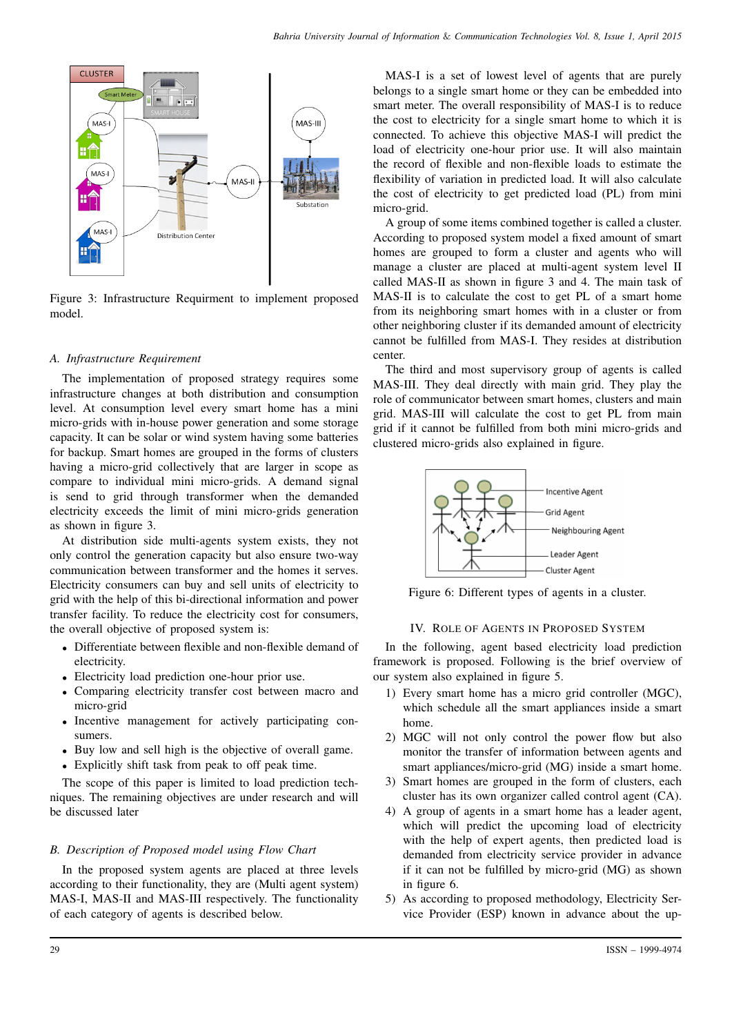Figure 3: Infrastructure Requirment to implement proposed model.

### A. Infrastructure Requirement

The implementation of proposed strategy requires some infrastructure changes at both distribution and consumption level. At consumption level every smart home has a mini micro-grids with in-house power generation and some storage capacity. It can be solar or wind system having some batteries for backup. Smart homes are grouped in the forms of clusters having a micro-grid collectively that are larger in scope as compare to individual mini micro-grids. A demand signal is send to grid through transformer when the demanded electricity exceeds the limit of mini micro-grids generation as shown in figure 3.

At distribution side multi-agents system exists, they not only control the generation capacity but also ensure two-way communication between transformer and the homes it serves. Electricity consumers can buy and sell units of electricity to grid with the help of this bi-directional information and power transfer facility. To reduce the electricity cost for consumers, the overall objective of proposed system is:

- Differentiate between flexible and non-flexible demand of electricity.
- Electricity load prediction one-hour prior use.
- Comparing electricity transfer cost between macro and micro-grid
- Incentive management for actively participating consumers.
- Buy low and sell high is the objective of overall game.
- Explicitly shift task from peak to off peak time.

The scope of this paper is limited to load prediction techniques. The remaining objectives are under research and will be discussed later

### B. Description of Proposed model using Flow Chart

In the proposed system agents are placed at three levels according to their functionality, they are (Multi agent system) MAS-I, MAS-II and MAS-III respectively. The functionality of each category of agents is described below.

MAS-I is a set of lowest level of agents that are purely belongs to a single smart home or they can be embedded into smart meter. The overall responsibility of MAS-I is to reduce the cost to electricity for a single smart home to which it is connected. To achieve this objective MAS-I will predict the load of electricity one-hour prior use. It will also maintain the record of flexible and non-flexible loads to estimate the flexibility of variation in predicted load. It will also calculate the cost of electricity to get predicted load (PL) from mini micro-grid.

A group of some items combined together is called a cluster. According to proposed system model a fixed amount of smart homes are grouped to form a cluster and agents who will manage a cluster are placed at multi-agent system level II called MAS-II as shown in figure 3 and 4. The main task of MAS-II is to calculate the cost to get PL of a smart home from its neighboring smart homes with in a cluster or from other neighboring cluster if its demanded amount of electricity cannot be fulfilled from MAS-I. They resides at distribution center.

The third and most supervisory group of agents is called MAS-III. They deal directly with main grid. They play the role of communicator between smart homes, clusters and main grid. MAS-III will calculate the cost to get PL from main grid if it cannot be fulfilled from both mini micro-grids and clustered micro-grids also explained in figure.

Figure 6: Different types of agents in a cluster.

## IV. Role of Agents in Proposed System

In the following, agent based electricity load prediction framework is proposed. Following is the brief overview of our system also explained in figure 5.

1) Every smart home has a micro grid controller (MGC), which schedule all the smart appliances inside a smart home.
2) MGC will not only control the power flow but also monitor the transfer of information between agents and smart appliances/micro-grid (MG) inside a smart home.
3) Smart homes are grouped in the form of clusters, each cluster has its own organizer called control agent (CA).
4) A group of agents in a smart home has a leader agent, which will predict the upcoming load of electricity with the help of expert agents, then predicted load is demanded from electricity service provider in advance if it can not be fulfilled by micro-grid (MG) as shown in figure 6.
5) As according to proposed methodology, Electricity Service Provider (ESP) known in advance about the up-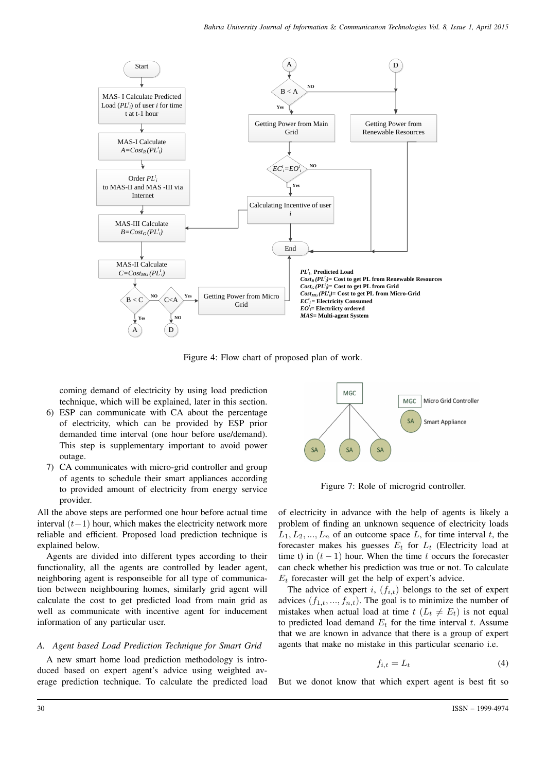Figure 4: Flow chart of proposed plan of work.

coming demand of electricity by using load prediction technique, which will be explained, later in this section.

6) ESP can communicate with CA about the percentage of electricity, which can be provided by ESP prior demanded time interval (one hour before use/demand). This step is supplementary important to avoid power outage.
7) CA communicates with micro-grid controller and group of agents to schedule their smart appliances according to provided amount of electricity from energy service provider.

All the above steps are performed one hour before actual time interval $(t-1)$ hour, which makes the electricity network more reliable and efficient. Proposed load prediction technique is explained below.

Agents are divided into different types according to their functionality, all the agents are controlled by leader agent, neighboring agent is responseible for all type of communication between neighbouring homes, similarly grid agent will calculate the cost to get predicted load from main grid as well as communicate with incentive agent for inducement information of any particular user.

### A. Agent based Load Prediction Technique for Smart Grid

A new smart home load prediction methodology is introduced based on expert agent's advice using weighted average prediction technique. To calculate the predicted load of electricity in advance with the help of agents is likely a problem of finding an unknown sequence of electricity loads $L_1, L_2, ..., L_n$ of an outcome space $L$, for time interval $t$, the forecaster makes his guesses $E_t$ for $L_t$ (Electricity load at time t) in $(t-1)$ hour. When the time $t$ occurs the forecaster can check whether his prediction was true or not. To calculate $E_t$ forecaster will get the help of expert's advice.

Figure 7: Role of microgrid controller.

The advice of expert $i$, $(f_{i,t})$ belongs to the set of expert advices $(f_{1,t}, ..., f_{n,t})$. The goal is to minimize the number of mistakes when actual load at time $t$ $(L_t \neq E_t)$ is not equal to predicted load demand $E_t$ for the time interval $t$. Assume that we are known in advance that there is a group of expert agents that make no mistake in this particular scenario i.e.

$$f_{i,t} = L_t \tag{4}$$

But we donot know that which expert agent is best fit so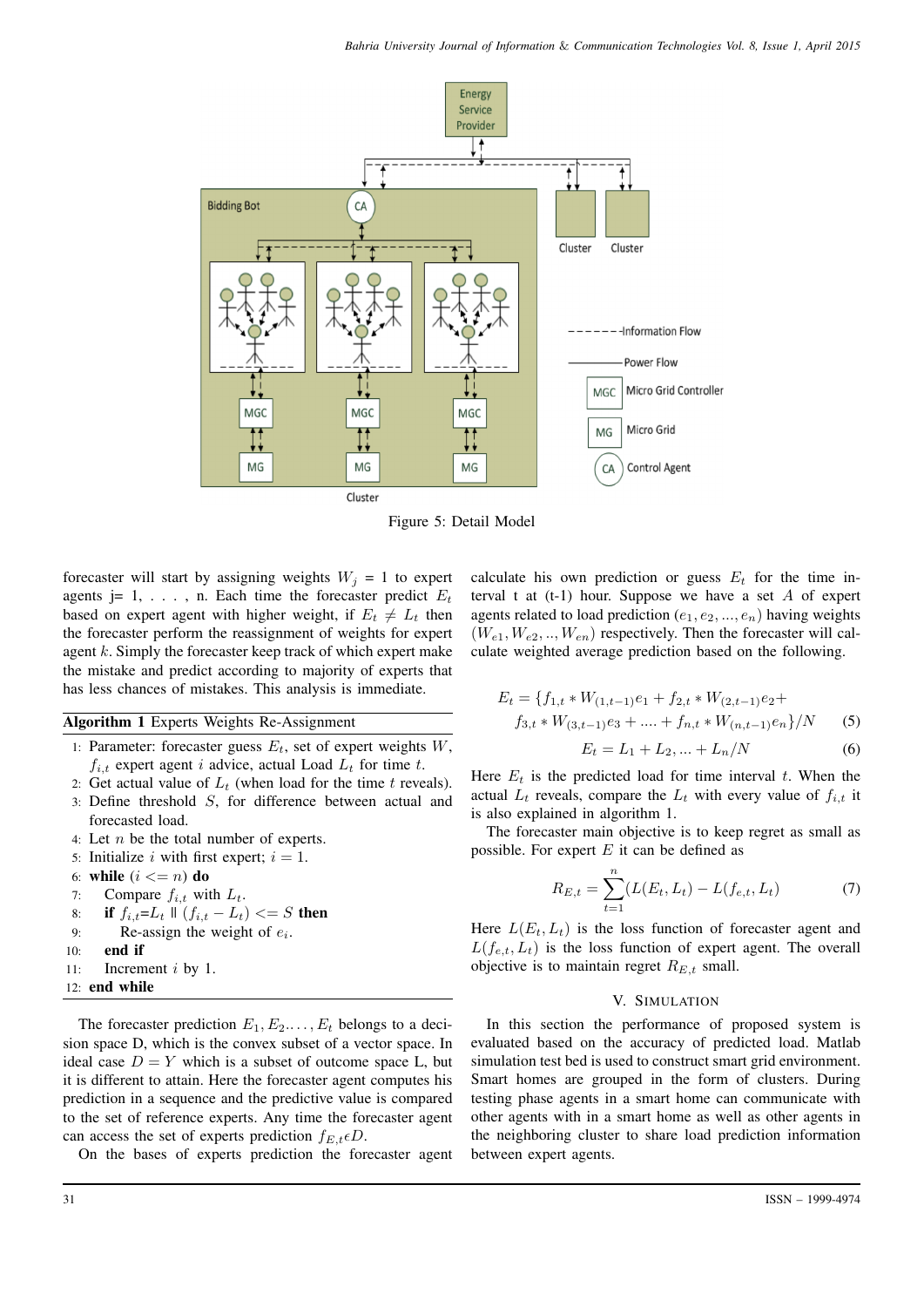Figure 5: Detail Model

forecaster will start by assigning weights $W_j$ = 1 to expert agents j= 1, . . . , n. Each time the forecaster predict $E_t$ based on expert agent with higher weight, if $E_t \neq L_t$ then the forecaster perform the reassignment of weights for expert agent $k$. Simply the forecaster keep track of which expert make the mistake and predict according to majority of experts that has less chances of mistakes. This analysis is immediate.

**Algorithm 1** Experts Weights Re-Assignment

```
1: Parameter: forecaster guess E_t, set of expert weights W,
   f_{i,t} expert agent i advice, actual Load L_t for time t.
2: Get actual value of L_t (when load for the time t reveals).
3: Define threshold S, for difference between actual and
   forecasted load.
4: Let n be the total number of experts.
5: Initialize i with first expert; i = 1.
6: while (i <= n) do
7:     Compare f_{i,t} with L_t.
8:     if f_{i,t}=L_t || (f_{i,t} − L_t) <= S then
9:         Re-assign the weight of e_i.
10:    end if
11:    Increment i by 1.
12: end while
```

The forecaster prediction $E_1, E_2 \ldots, E_t$ belongs to a decision space D, which is the convex subset of a vector space. In ideal case $D = Y$ which is a subset of outcome space L, but it is different to attain. Here the forecaster agent computes his prediction in a sequence and the predictive value is compared to the set of reference experts. Any time the forecaster agent can access the set of experts prediction $f_{E,t} \epsilon D$.

On the bases of experts prediction the forecaster agent calculate his own prediction or guess $E_t$ for the time interval t at (t-1) hour. Suppose we have a set $A$ of expert agents related to load prediction $(e_1, e_2, ..., e_n)$ having weights $(W_{e1}, W_{e2}, .., W_{en})$ respectively. Then the forecaster will calculate weighted average prediction based on the following.

$$E_t = \{f_{1,t} * W_{(1,t-1)}e_1 + f_{2,t} * W_{(2,t-1)}e_2 + f_{3,t} * W_{(3,t-1)}e_3 + .... + f_{n,t} * W_{(n,t-1)}e_n\}/N \tag{5}$$

$$E_t = L_1 + L_2, ... + L_n/N \tag{6}$$

Here $E_t$ is the predicted load for time interval $t$. When the actual $L_t$ reveals, compare the $L_t$ with every value of $f_{i,t}$ it is also explained in algorithm 1.

The forecaster main objective is to keep regret as small as possible. For expert $E$ it can be defined as

$$R_{E,t} = \sum_{t=1}^{n} (L(E_t, L_t) - L(f_{e,t}, L_t) \tag{7}$$

Here $L(E_t, L_t)$ is the loss function of forecaster agent and $L(f_{e,t}, L_t)$ is the loss function of expert agent. The overall objective is to maintain regret $R_{E,t}$ small.

## V. Simulation

In this section the performance of proposed system is evaluated based on the accuracy of predicted load. Matlab simulation test bed is used to construct smart grid environment. Smart homes are grouped in the form of clusters. During testing phase agents in a smart home can communicate with other agents with in a smart home as well as other agents in the neighboring cluster to share load prediction information between expert agents.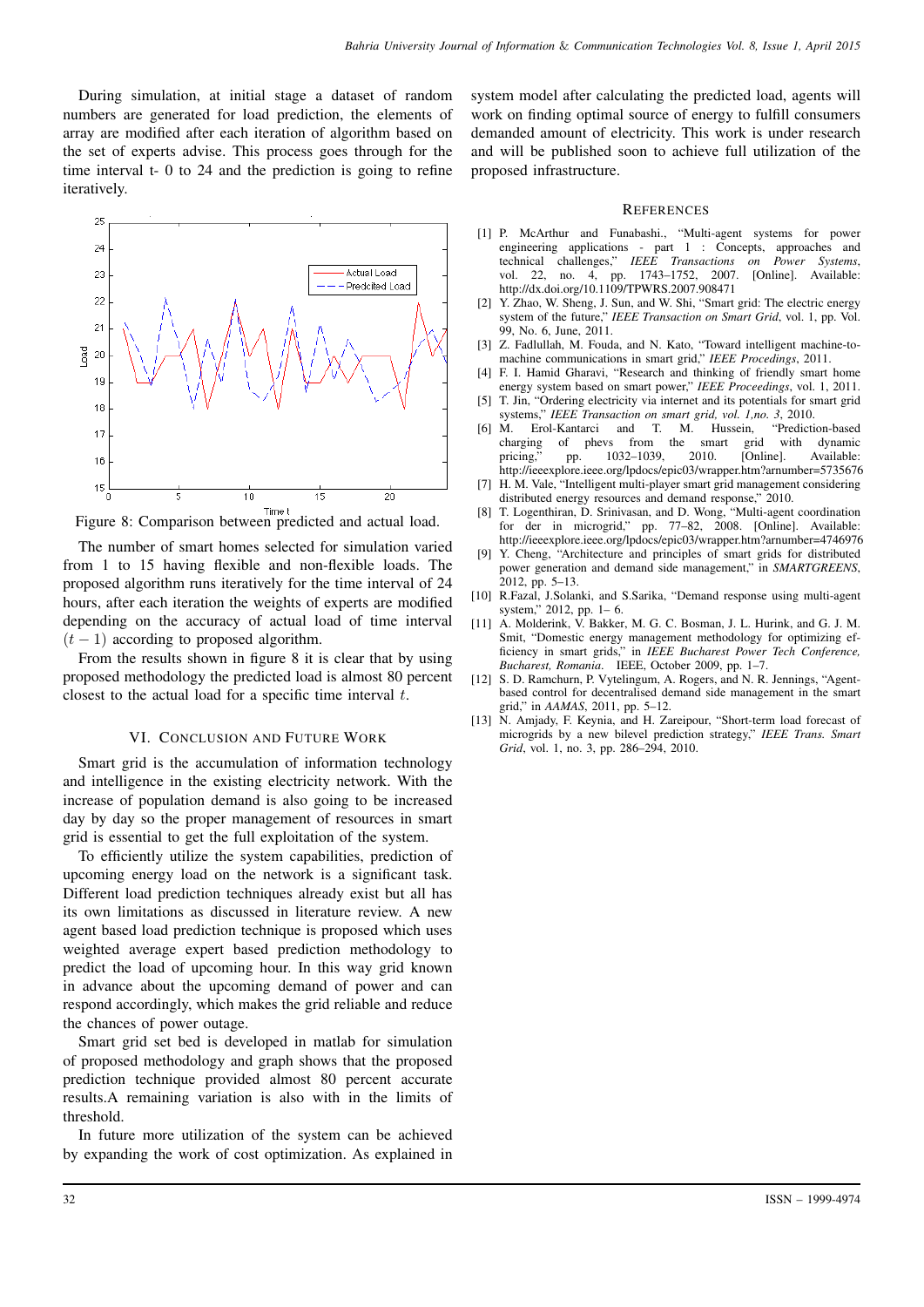During simulation, at initial stage a dataset of random numbers are generated for load prediction, the elements of array are modified after each iteration of algorithm based on the set of experts advise. This process goes through for the time interval t- 0 to 24 and the prediction is going to refine iteratively.

25
24
23
22
21
20
19
18
17
16
15
Load
0
5
10
15
20
Time t
Actual Load
Predcited Load

Figure 8: Comparison between predicted and actual load.

The number of smart homes selected for simulation varied from 1 to 15 having flexible and non-flexible loads. The proposed algorithm runs iteratively for the time interval of 24 hours, after each iteration the weights of experts are modified depending on the accuracy of actual load of time interval $(t-1)$ according to proposed algorithm.

From the results shown in figure 8 it is clear that by using proposed methodology the predicted load is almost 80 percent closest to the actual load for a specific time interval $t$.

## VI. Conclusion and Future Work

Smart grid is the accumulation of information technology and intelligence in the existing electricity network. With the increase of population demand is also going to be increased day by day so the proper management of resources in smart grid is essential to get the full exploitation of the system.

To efficiently utilize the system capabilities, prediction of upcoming energy load on the network is a significant task. Different load prediction techniques already exist but all has its own limitations as discussed in literature review. A new agent based load prediction technique is proposed which uses weighted average expert based prediction methodology to predict the load of upcoming hour. In this way grid known in advance about the upcoming demand of power and can respond accordingly, which makes the grid reliable and reduce the chances of power outage.

Smart grid set bed is developed in matlab for simulation of proposed methodology and graph shows that the proposed prediction technique provided almost 80 percent accurate results.A remaining variation is also with in the limits of threshold.

In future more utilization of the system can be achieved by expanding the work of cost optimization. As explained in system model after calculating the predicted load, agents will work on finding optimal source of energy to fulfill consumers demanded amount of electricity. This work is under research and will be published soon to achieve full utilization of the proposed infrastructure.

## References

[1] P. McArthur and Funabashi., "Multi-agent systems for power engineering applications - part 1 : Concepts, approaches and technical challenges," *IEEE Transactions on Power Systems*, vol. 22, no. 4, pp. 1743–1752, 2007. [Online]. Available: http://dx.doi.org/10.1109/TPWRS.2007.908471

[2] Y. Zhao, W. Sheng, J. Sun, and W. Shi, "Smart grid: The electric energy system of the future," *IEEE Transaction on Smart Grid*, vol. 1, pp. Vol. 99, No. 6, June, 2011.

[3] Z. Fadlullah, M. Fouda, and N. Kato, "Toward intelligent machine-to-machine communications in smart grid," *IEEE Procedings*, 2011.

[4] F. I. Hamid Gharavi, "Research and thinking of friendly smart home energy system based on smart power," *IEEE Proceedings*, vol. 1, 2011.

[5] T. Jin, "Ordering electricity via internet and its potentials for smart grid systems," *IEEE Transaction on smart grid, vol. 1,no. 3*, 2010.

[6] M. Erol-Kantarci and T. M. Hussein, "Prediction-based charging of phevs from the smart grid with dynamic pricing," pp. 1032–1039, 2010. [Online]. Available: http://ieeexplore.ieee.org/lpdocs/epic03/wrapper.htm?arnumber=5735676

[7] H. M. Vale, "Intelligent multi-player smart grid management considering distributed energy resources and demand response," 2010.

[8] T. Logenthiran, D. Srinivasan, and D. Wong, "Multi-agent coordination for der in microgrid," pp. 77–82, 2008. [Online]. Available: http://ieeexplore.ieee.org/lpdocs/epic03/wrapper.htm?arnumber=4746976

[9] Y. Cheng, "Architecture and principles of smart grids for distributed power generation and demand side management," in *SMARTGREENS*, 2012, pp. 5–13.

[10] R.Fazal, J.Solanki, and S.Sarika, "Demand response using multi-agent system," 2012, pp. 1– 6.

[11] A. Molderink, V. Bakker, M. G. C. Bosman, J. L. Hurink, and G. J. M. Smit, "Domestic energy management methodology for optimizing efficiency in smart grids," in *IEEE Bucharest Power Tech Conference, Bucharest, Romania*. IEEE, October 2009, pp. 1–7.

[12] S. D. Ramchurn, P. Vytelingum, A. Rogers, and N. R. Jennings, "Agent-based control for decentralised demand side management in the smart grid," in *AAMAS*, 2011, pp. 5–12.

[13] N. Amjady, F. Keynia, and H. Zareipour, "Short-term load forecast of microgrids by a new bilevel prediction strategy," *IEEE Trans. Smart Grid*, vol. 1, no. 3, pp. 286–294, 2010.